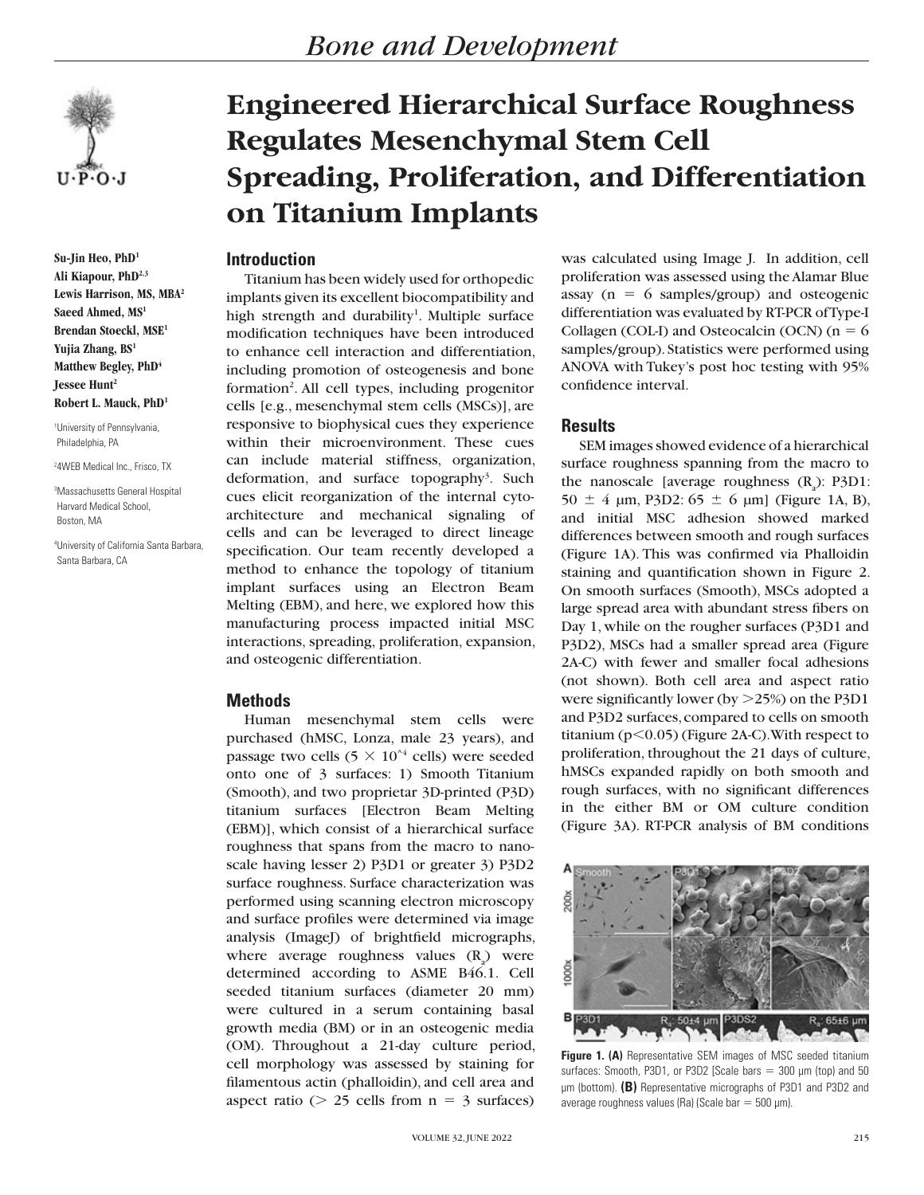# Engineered Hierarchical Surface Roughness Regulates Mesenchymal Stem Cell Spreading, Proliferation, and Differentiation on Titanium Implants

**Su-Jin Heo, PhD[1]**
**Ali Kiapour, PhD[2,3]**
**Lewis Harrison, MS, MBA[2]**
**Saeed Ahmed, MS[1]**
**Brendan Stoeckl, MSE[1]**
**Yujia Zhang, BS[1]**
**Matthew Begley, PhD[4]**
**Jessee Hunt[2]**
**Robert L. Mauck, PhD[1]**

[1]University of Pennsylvania, Philadelphia, PA

[2]4WEB Medical Inc., Frisco, TX

[3]Massachusetts General Hospital Harvard Medical School, Boston, MA

[4]University of California Santa Barbara, Santa Barbara, CA

## Introduction

Titanium has been widely used for orthopedic implants given its excellent biocompatibility and high strength and durability[1]. Multiple surface modification techniques have been introduced to enhance cell interaction and differentiation, including promotion of osteogenesis and bone formation[2]. All cell types, including progenitor cells [e.g., mesenchymal stem cells (MSCs)], are responsive to biophysical cues they experience within their microenvironment. These cues can include material stiffness, organization, deformation, and surface topography[3]. Such cues elicit reorganization of the internal cyto-architecture and mechanical signaling of cells and can be leveraged to direct lineage specification. Our team recently developed a method to enhance the topology of titanium implant surfaces using an Electron Beam Melting (EBM), and here, we explored how this manufacturing process impacted initial MSC interactions, spreading, proliferation, expansion, and osteogenic differentiation.

## Methods

Human mesenchymal stem cells were purchased (hMSC, Lonza, male 23 years), and passage two cells ($5 \times 10^{4}$ cells) were seeded onto one of 3 surfaces: 1) Smooth Titanium (Smooth), and two proprietar 3D-printed (P3D) titanium surfaces [Electron Beam Melting (EBM)], which consist of a hierarchical surface roughness that spans from the macro to nano-scale having lesser 2) P3D1 or greater 3) P3D2 surface roughness. Surface characterization was performed using scanning electron microscopy and surface profiles were determined via image analysis (ImageJ) of brightfield micrographs, where average roughness values ($R_a$) were determined according to ASME B46.1. Cell seeded titanium surfaces (diameter 20 mm) were cultured in a serum containing basal growth media (BM) or in an osteogenic media (OM). Throughout a 21-day culture period, cell morphology was assessed by staining for filamentous actin (phalloidin), and cell area and aspect ratio (> 25 cells from n = 3 surfaces) was calculated using Image J. In addition, cell proliferation was assessed using the Alamar Blue assay (n = 6 samples/group) and osteogenic differentiation was evaluated by RT-PCR of Type-I Collagen (COL-I) and Osteocalcin (OCN) (n = 6 samples/group). Statistics were performed using ANOVA with Tukey's post hoc testing with 95% confidence interval.

## Results

SEM images showed evidence of a hierarchical surface roughness spanning from the macro to the nanoscale [average roughness ($R_a$): P3D1: 50 ± 4 μm, P3D2: 65 ± 6 μm] (Figure 1A, B), and initial MSC adhesion showed marked differences between smooth and rough surfaces (Figure 1A). This was confirmed via Phalloidin staining and quantification shown in Figure 2. On smooth surfaces (Smooth), MSCs adopted a large spread area with abundant stress fibers on Day 1, while on the rougher surfaces (P3D1 and P3D2), MSCs had a smaller spread area (Figure 2A-C) with fewer and smaller focal adhesions (not shown). Both cell area and aspect ratio were significantly lower (by >25%) on the P3D1 and P3D2 surfaces, compared to cells on smooth titanium ($p<0.05$) (Figure 2A-C). With respect to proliferation, throughout the 21 days of culture, hMSCs expanded rapidly on both smooth and rough surfaces, with no significant differences in the either BM or OM culture condition (Figure 3A). RT-PCR analysis of BM conditions

A Smooth P3D1 P3D2
200x
1000x
B P3D1 $R_a$: 50±4 μm P3DS2 $R_a$: 65±6 μm

**Figure 1. (A)** Representative SEM images of MSC seeded titanium surfaces: Smooth, P3D1, or P3D2 [Scale bars = 300 μm (top) and 50 μm (bottom). **(B)** Representative micrographs of P3D1 and P3D2 and average roughness values (Ra) (Scale bar = 500 μm).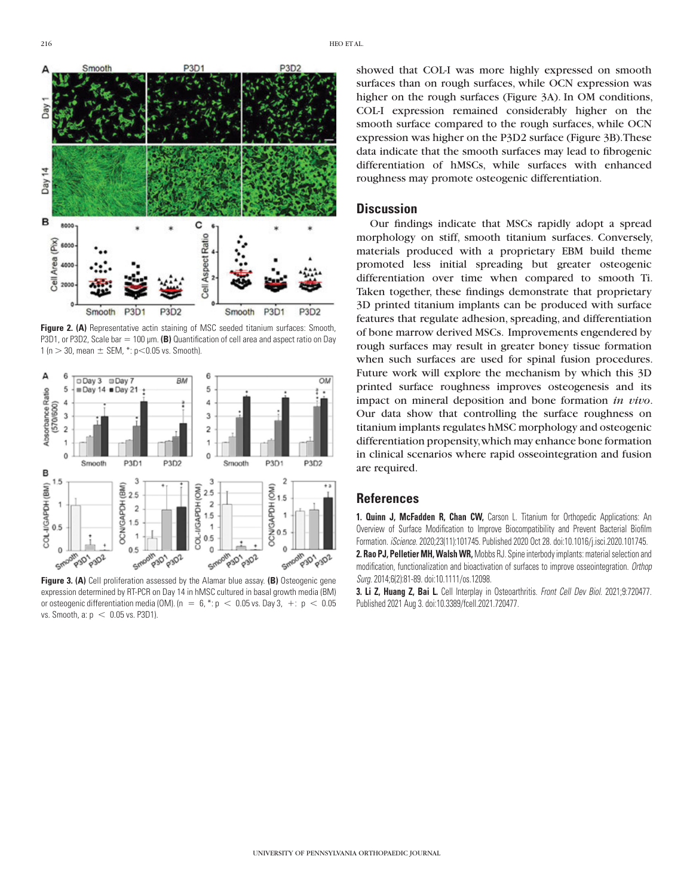Figure 2. **(A)** Representative actin staining of MSC seeded titanium surfaces: Smooth, P3D1, or P3D2, Scale bar = 100 µm. **(B)** Quantification of cell area and aspect ratio on Day 1 (n > 30, mean ± SEM, *: p<0.05 vs. Smooth).

Figure 3. **(A)** Cell proliferation assessed by the Alamar blue assay. **(B)** Osteogenic gene expression determined by RT-PCR on Day 14 in hMSC cultured in basal growth media (BM) or osteogenic differentiation media (OM). (n = 6, *: p < 0.05 vs. Day 3, +: p < 0.05 vs. Smooth, a: p < 0.05 vs. P3D1).

showed that COL-I was more highly expressed on smooth surfaces than on rough surfaces, while OCN expression was higher on the rough surfaces (Figure 3A). In OM conditions, COL-I expression remained considerably higher on the smooth surface compared to the rough surfaces, while OCN expression was higher on the P3D2 surface (Figure 3B).These data indicate that the smooth surfaces may lead to fibrogenic differentiation of hMSCs, while surfaces with enhanced roughness may promote osteogenic differentiation.

## Discussion

Our findings indicate that MSCs rapidly adopt a spread morphology on stiff, smooth titanium surfaces. Conversely, materials produced with a proprietary EBM build theme promoted less initial spreading but greater osteogenic differentiation over time when compared to smooth Ti. Taken together, these findings demonstrate that proprietary 3D printed titanium implants can be produced with surface features that regulate adhesion, spreading, and differentiation of bone marrow derived MSCs. Improvements engendered by rough surfaces may result in greater boney tissue formation when such surfaces are used for spinal fusion procedures. Future work will explore the mechanism by which this 3D printed surface roughness improves osteogenesis and its impact on mineral deposition and bone formation *in vivo*. Our data show that controlling the surface roughness on titanium implants regulates hMSC morphology and osteogenic differentiation propensity,which may enhance bone formation in clinical scenarios where rapid osseointegration and fusion are required.

## References

1. **Quinn J, McFadden R, Chan CW,** Carson L. Titanium for Orthopedic Applications: An Overview of Surface Modification to Improve Biocompatibility and Prevent Bacterial Biofilm Formation. *iScience.* 2020;23(11):101745. Published 2020 Oct 28. doi:10.1016/j.isci.2020.101745.

2. **Rao PJ, Pelletier MH, Walsh WR,** Mobbs RJ. Spine interbody implants: material selection and modification, functionalization and bioactivation of surfaces to improve osseointegration. *Orthop Surg.* 2014;6(2):81-89. doi:10.1111/os.12098.

3. **Li Z, Huang Z, Bai L.** Cell Interplay in Osteoarthritis. *Front Cell Dev Biol.* 2021;9:720477. Published 2021 Aug 3. doi:10.3389/fcell.2021.720477.